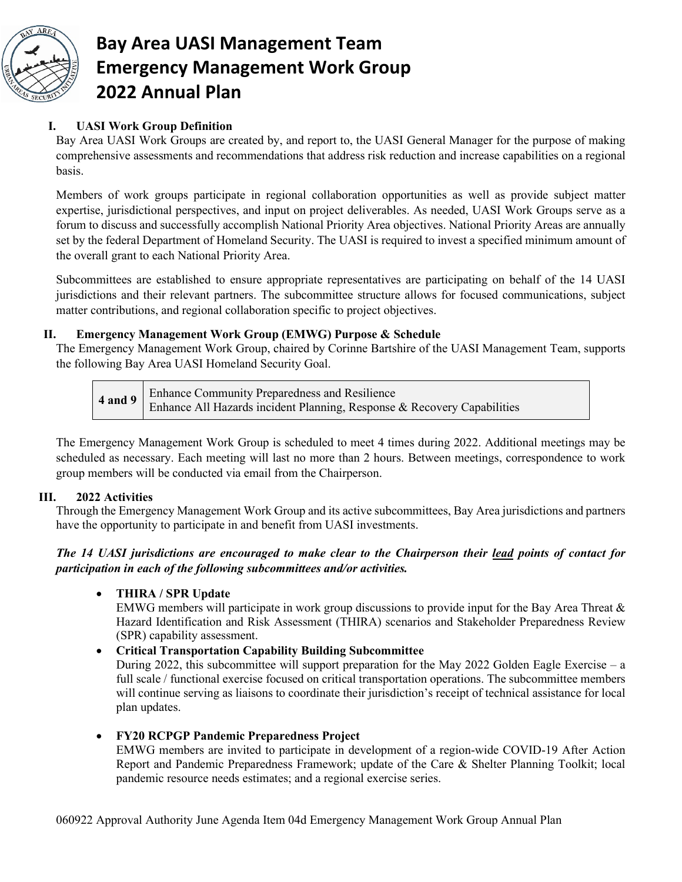# Bay Area UASI Management Team
# Emergency Management Work Group
# 2022 Annual Plan

## I. UASI Work Group Definition

Bay Area UASI Work Groups are created by, and report to, the UASI General Manager for the purpose of making comprehensive assessments and recommendations that address risk reduction and increase capabilities on a regional basis.

Members of work groups participate in regional collaboration opportunities as well as provide subject matter expertise, jurisdictional perspectives, and input on project deliverables. As needed, UASI Work Groups serve as a forum to discuss and successfully accomplish National Priority Area objectives. National Priority Areas are annually set by the federal Department of Homeland Security. The UASI is required to invest a specified minimum amount of the overall grant to each National Priority Area.

Subcommittees are established to ensure appropriate representatives are participating on behalf of the 14 UASI jurisdictions and their relevant partners. The subcommittee structure allows for focused communications, subject matter contributions, and regional collaboration specific to project objectives.

## II. Emergency Management Work Group (EMWG) Purpose & Schedule

The Emergency Management Work Group, chaired by Corinne Bartshire of the UASI Management Team, supports the following Bay Area UASI Homeland Security Goal.

| | |
|---|---|
| **4 and 9** | Enhance Community Preparedness and Resilience<br>Enhance All Hazards incident Planning, Response & Recovery Capabilities |

The Emergency Management Work Group is scheduled to meet 4 times during 2022. Additional meetings may be scheduled as necessary. Each meeting will last no more than 2 hours. Between meetings, correspondence to work group members will be conducted via email from the Chairperson.

## III. 2022 Activities

Through the Emergency Management Work Group and its active subcommittees, Bay Area jurisdictions and partners have the opportunity to participate in and benefit from UASI investments.

***The 14 UASI jurisdictions are encouraged to make clear to the Chairperson their lead points of contact for participation in each of the following subcommittees and/or activities.***

- **THIRA / SPR Update**
  EMWG members will participate in work group discussions to provide input for the Bay Area Threat & Hazard Identification and Risk Assessment (THIRA) scenarios and Stakeholder Preparedness Review (SPR) capability assessment.
- **Critical Transportation Capability Building Subcommittee**
  During 2022, this subcommittee will support preparation for the May 2022 Golden Eagle Exercise – a full scale / functional exercise focused on critical transportation operations. The subcommittee members will continue serving as liaisons to coordinate their jurisdiction's receipt of technical assistance for local plan updates.
- **FY20 RCPGP Pandemic Preparedness Project**
  EMWG members are invited to participate in development of a region-wide COVID-19 After Action Report and Pandemic Preparedness Framework; update of the Care & Shelter Planning Toolkit; local pandemic resource needs estimates; and a regional exercise series.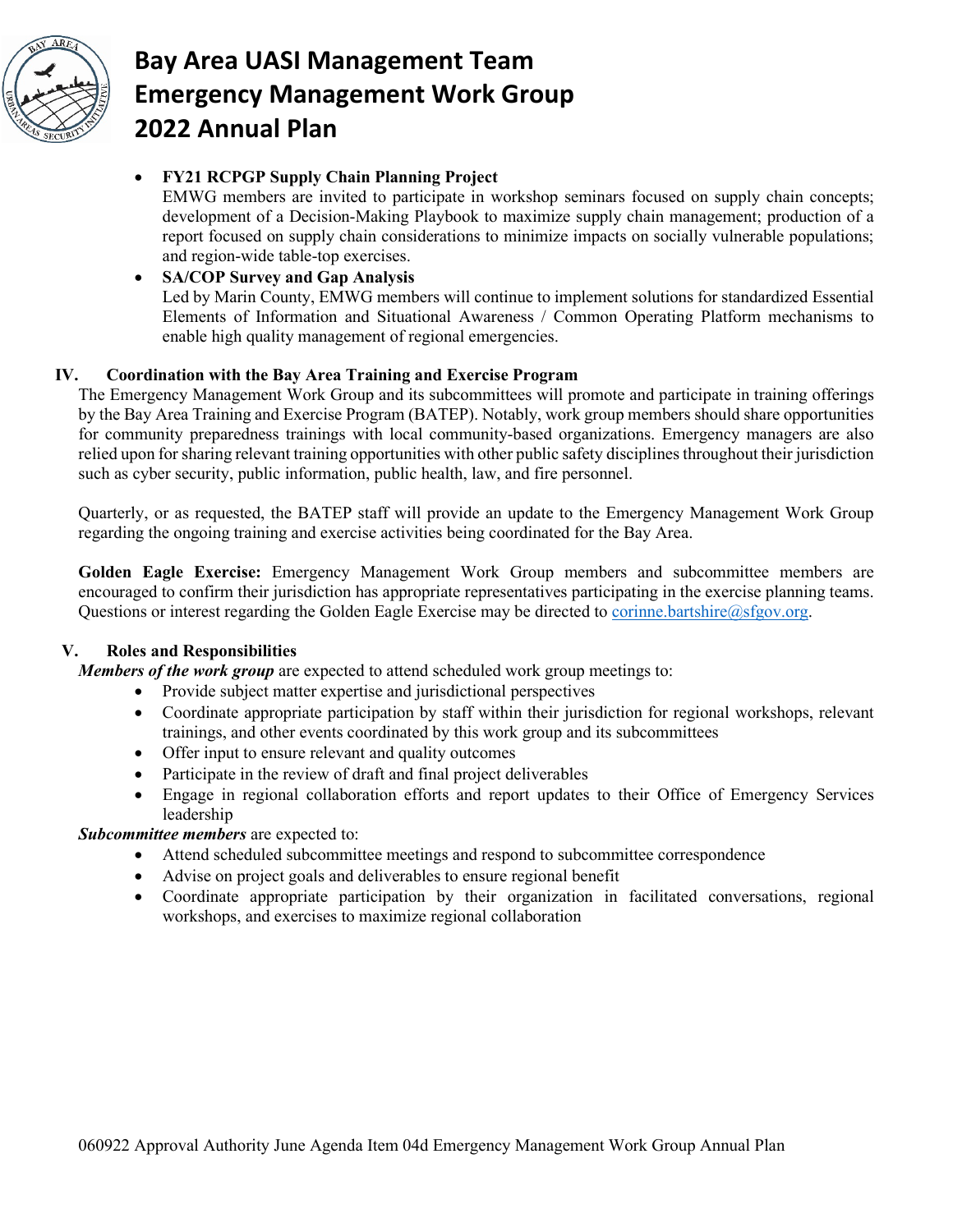- **FY21 RCPGP Supply Chain Planning Project**
  EMWG members are invited to participate in workshop seminars focused on supply chain concepts; development of a Decision-Making Playbook to maximize supply chain management; production of a report focused on supply chain considerations to minimize impacts on socially vulnerable populations; and region-wide table-top exercises.
- **SA/COP Survey and Gap Analysis**
  Led by Marin County, EMWG members will continue to implement solutions for standardized Essential Elements of Information and Situational Awareness / Common Operating Platform mechanisms to enable high quality management of regional emergencies.

## IV. Coordination with the Bay Area Training and Exercise Program

The Emergency Management Work Group and its subcommittees will promote and participate in training offerings by the Bay Area Training and Exercise Program (BATEP). Notably, work group members should share opportunities for community preparedness trainings with local community-based organizations. Emergency managers are also relied upon for sharing relevant training opportunities with other public safety disciplines throughout their jurisdiction such as cyber security, public information, public health, law, and fire personnel.

Quarterly, or as requested, the BATEP staff will provide an update to the Emergency Management Work Group regarding the ongoing training and exercise activities being coordinated for the Bay Area.

**Golden Eagle Exercise:** Emergency Management Work Group members and subcommittee members are encouraged to confirm their jurisdiction has appropriate representatives participating in the exercise planning teams. Questions or interest regarding the Golden Eagle Exercise may be directed to corinne.bartshire@sfgov.org.

## V. Roles and Responsibilities

***Members of the work group*** are expected to attend scheduled work group meetings to:

- Provide subject matter expertise and jurisdictional perspectives
- Coordinate appropriate participation by staff within their jurisdiction for regional workshops, relevant trainings, and other events coordinated by this work group and its subcommittees
- Offer input to ensure relevant and quality outcomes
- Participate in the review of draft and final project deliverables
- Engage in regional collaboration efforts and report updates to their Office of Emergency Services leadership

***Subcommittee members*** are expected to:

- Attend scheduled subcommittee meetings and respond to subcommittee correspondence
- Advise on project goals and deliverables to ensure regional benefit
- Coordinate appropriate participation by their organization in facilitated conversations, regional workshops, and exercises to maximize regional collaboration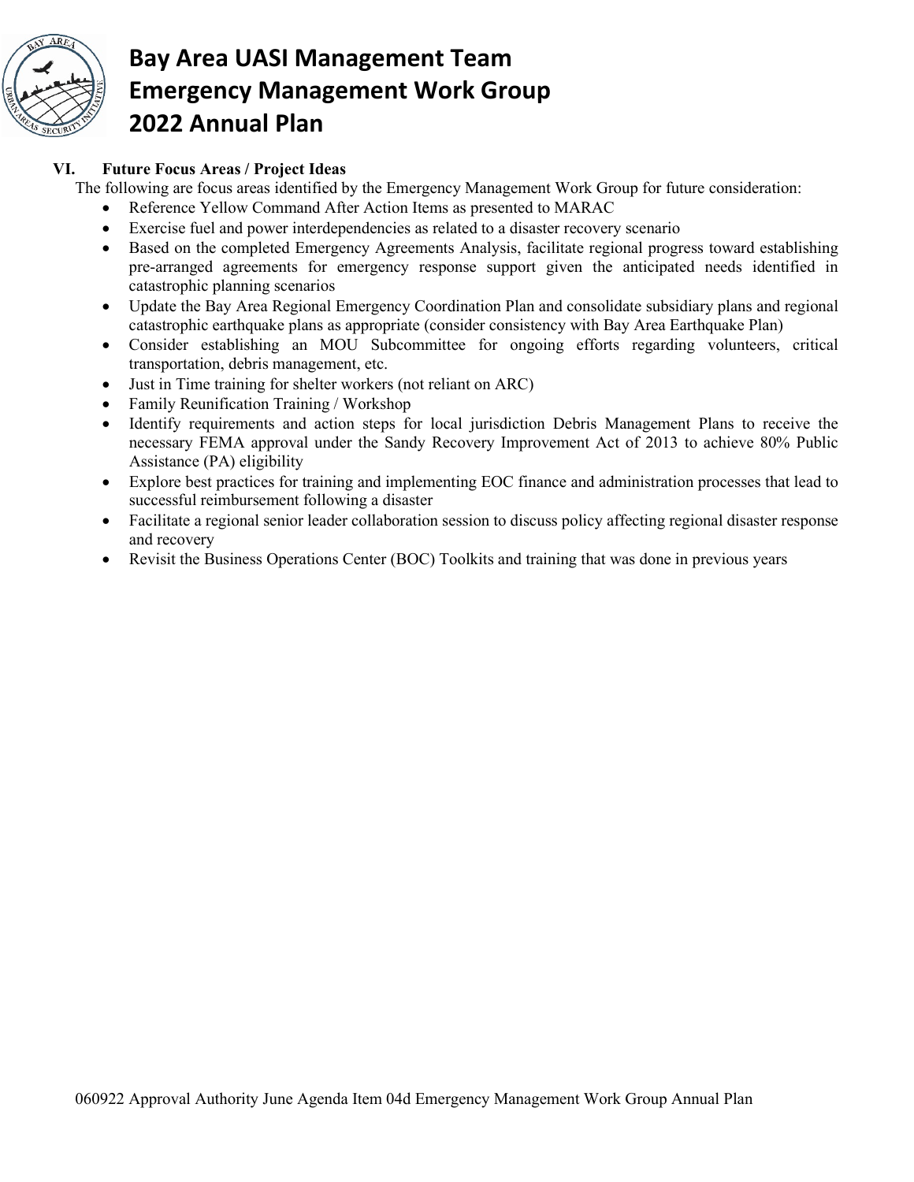## VI. Future Focus Areas / Project Ideas

The following are focus areas identified by the Emergency Management Work Group for future consideration:

- Reference Yellow Command After Action Items as presented to MARAC
- Exercise fuel and power interdependencies as related to a disaster recovery scenario
- Based on the completed Emergency Agreements Analysis, facilitate regional progress toward establishing pre-arranged agreements for emergency response support given the anticipated needs identified in catastrophic planning scenarios
- Update the Bay Area Regional Emergency Coordination Plan and consolidate subsidiary plans and regional catastrophic earthquake plans as appropriate (consider consistency with Bay Area Earthquake Plan)
- Consider establishing an MOU Subcommittee for ongoing efforts regarding volunteers, critical transportation, debris management, etc.
- Just in Time training for shelter workers (not reliant on ARC)
- Family Reunification Training / Workshop
- Identify requirements and action steps for local jurisdiction Debris Management Plans to receive the necessary FEMA approval under the Sandy Recovery Improvement Act of 2013 to achieve 80% Public Assistance (PA) eligibility
- Explore best practices for training and implementing EOC finance and administration processes that lead to successful reimbursement following a disaster
- Facilitate a regional senior leader collaboration session to discuss policy affecting regional disaster response and recovery
- Revisit the Business Operations Center (BOC) Toolkits and training that was done in previous years